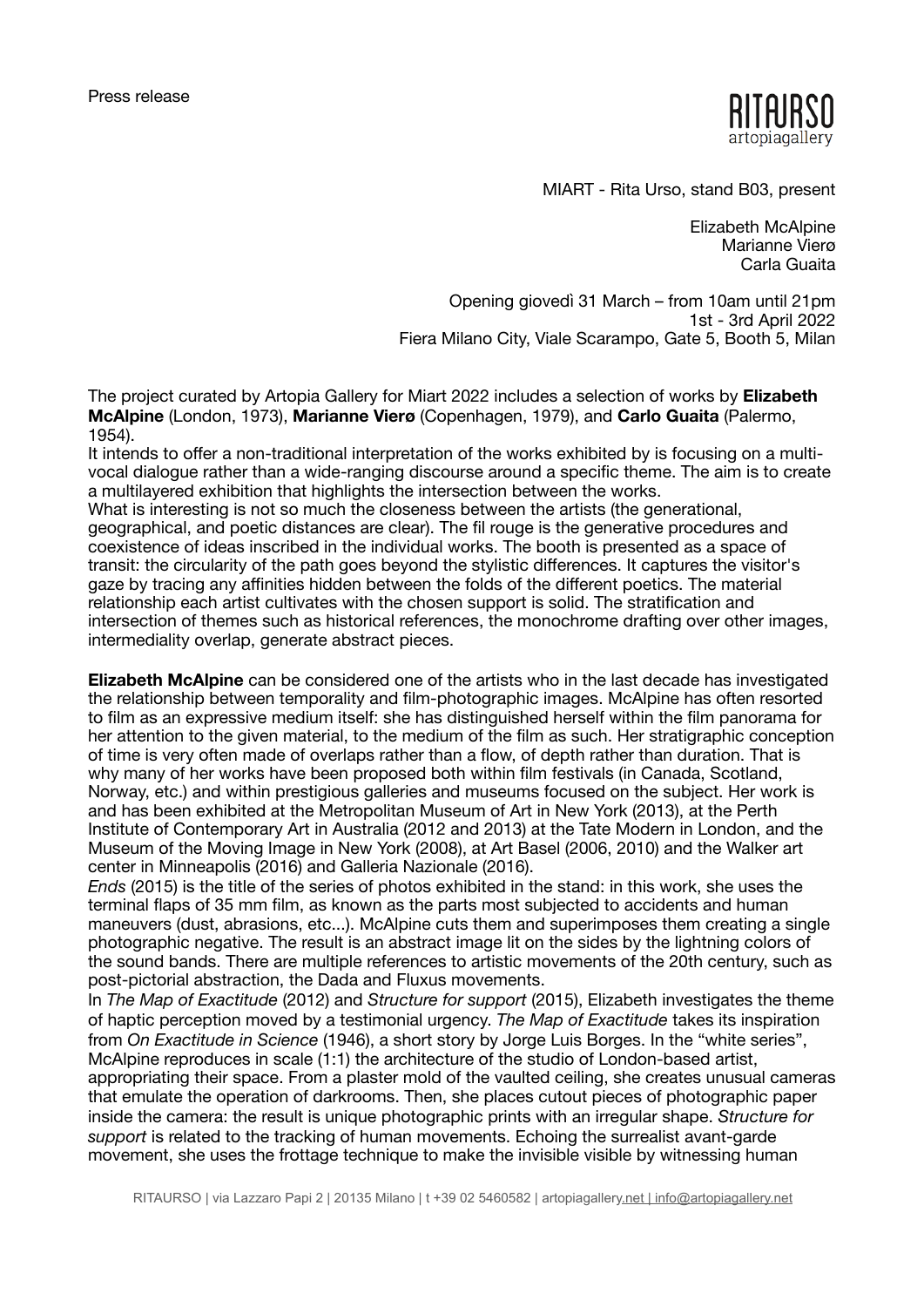Press release

RITAURSO
artopiagallery

MIART - Rita Urso, stand B03, present

Elizabeth McAlpine
Marianne Vierø
Carla Guaita

Opening giovedì 31 March – from 10am until 21pm
1st - 3rd April 2022
Fiera Milano City, Viale Scarampo, Gate 5, Booth 5, Milan

The project curated by Artopia Gallery for Miart 2022 includes a selection of works by **Elizabeth McAlpine** (London, 1973), **Marianne Vierø** (Copenhagen, 1979), and **Carlo Guaita** (Palermo, 1954).
It intends to offer a non-traditional interpretation of the works exhibited by is focusing on a multi-vocal dialogue rather than a wide-ranging discourse around a specific theme. The aim is to create a multilayered exhibition that highlights the intersection between the works.
What is interesting is not so much the closeness between the artists (the generational, geographical, and poetic distances are clear). The fil rouge is the generative procedures and coexistence of ideas inscribed in the individual works. The booth is presented as a space of transit: the circularity of the path goes beyond the stylistic differences. It captures the visitor's gaze by tracing any affinities hidden between the folds of the different poetics. The material relationship each artist cultivates with the chosen support is solid. The stratification and intersection of themes such as historical references, the monochrome drafting over other images, intermediality overlap, generate abstract pieces.

**Elizabeth McAlpine** can be considered one of the artists who in the last decade has investigated the relationship between temporality and film-photographic images. McAlpine has often resorted to film as an expressive medium itself: she has distinguished herself within the film panorama for her attention to the given material, to the medium of the film as such. Her stratigraphic conception of time is very often made of overlaps rather than a flow, of depth rather than duration. That is why many of her works have been proposed both within film festivals (in Canada, Scotland, Norway, etc.) and within prestigious galleries and museums focused on the subject. Her work is and has been exhibited at the Metropolitan Museum of Art in New York (2013), at the Perth Institute of Contemporary Art in Australia (2012 and 2013) at the Tate Modern in London, and the Museum of the Moving Image in New York (2008), at Art Basel (2006, 2010) and the Walker art center in Minneapolis (2016) and Galleria Nazionale (2016).
*Ends* (2015) is the title of the series of photos exhibited in the stand: in this work, she uses the terminal flaps of 35 mm film, as known as the parts most subjected to accidents and human maneuvers (dust, abrasions, etc...). McAlpine cuts them and superimposes them creating a single photographic negative. The result is an abstract image lit on the sides by the lightning colors of the sound bands. There are multiple references to artistic movements of the 20th century, such as post-pictorial abstraction, the Dada and Fluxus movements.
In *The Map of Exactitude* (2012) and *Structure for support* (2015), Elizabeth investigates the theme of haptic perception moved by a testimonial urgency. *The Map of Exactitude* takes its inspiration from *On Exactitude in Science* (1946), a short story by Jorge Luis Borges. In the "white series", McAlpine reproduces in scale (1:1) the architecture of the studio of London-based artist, appropriating their space. From a plaster mold of the vaulted ceiling, she creates unusual cameras that emulate the operation of darkrooms. Then, she places cutout pieces of photographic paper inside the camera: the result is unique photographic prints with an irregular shape. *Structure for support* is related to the tracking of human movements. Echoing the surrealist avant-garde movement, she uses the frottage technique to make the invisible visible by witnessing human

RITAURSO | via Lazzaro Papi 2 | 20135 Milano | t +39 02 5460582 | artopiagallery.net | info@artopiagallery.net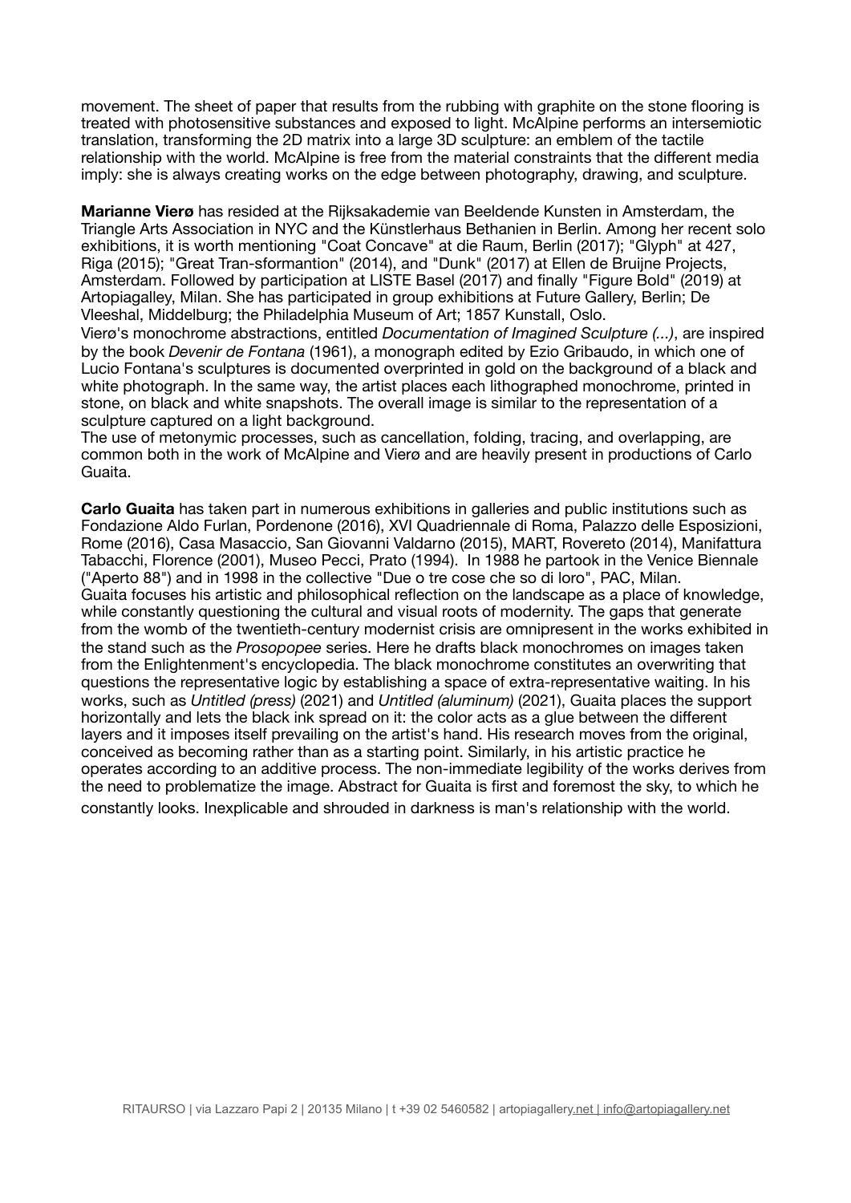movement. The sheet of paper that results from the rubbing with graphite on the stone flooring is treated with photosensitive substances and exposed to light. McAlpine performs an intersemiotic translation, transforming the 2D matrix into a large 3D sculpture: an emblem of the tactile relationship with the world. McAlpine is free from the material constraints that the different media imply: she is always creating works on the edge between photography, drawing, and sculpture.

**Marianne Vierø** has resided at the Rijksakademie van Beeldende Kunsten in Amsterdam, the Triangle Arts Association in NYC and the Künstlerhaus Bethanien in Berlin. Among her recent solo exhibitions, it is worth mentioning "Coat Concave" at die Raum, Berlin (2017); "Glyph" at 427, Riga (2015); "Great Tran-sformantion" (2014), and "Dunk" (2017) at Ellen de Bruijne Projects, Amsterdam. Followed by participation at LISTE Basel (2017) and finally "Figure Bold" (2019) at Artopiagalley, Milan. She has participated in group exhibitions at Future Gallery, Berlin; De Vleeshal, Middelburg; the Philadelphia Museum of Art; 1857 Kunstall, Oslo.
Vierø's monochrome abstractions, entitled *Documentation of Imagined Sculpture (...)*, are inspired by the book *Devenir de Fontana* (1961), a monograph edited by Ezio Gribaudo, in which one of Lucio Fontana's sculptures is documented overprinted in gold on the background of a black and white photograph. In the same way, the artist places each lithographed monochrome, printed in stone, on black and white snapshots. The overall image is similar to the representation of a sculpture captured on a light background.
The use of metonymic processes, such as cancellation, folding, tracing, and overlapping, are common both in the work of McAlpine and Vierø and are heavily present in productions of Carlo Guaita.

**Carlo Guaita** has taken part in numerous exhibitions in galleries and public institutions such as Fondazione Aldo Furlan, Pordenone (2016), XVI Quadriennale di Roma, Palazzo delle Esposizioni, Rome (2016), Casa Masaccio, San Giovanni Valdarno (2015), MART, Rovereto (2014), Manifattura Tabacchi, Florence (2001), Museo Pecci, Prato (1994). In 1988 he partook in the Venice Biennale ("Aperto 88") and in 1998 in the collective "Due o tre cose che so di loro", PAC, Milan.
Guaita focuses his artistic and philosophical reflection on the landscape as a place of knowledge, while constantly questioning the cultural and visual roots of modernity. The gaps that generate from the womb of the twentieth-century modernist crisis are omnipresent in the works exhibited in the stand such as the *Prosopopee* series. Here he drafts black monochromes on images taken from the Enlightenment's encyclopedia. The black monochrome constitutes an overwriting that questions the representative logic by establishing a space of extra-representative waiting. In his works, such as *Untitled (press)* (2021) and *Untitled (aluminum)* (2021), Guaita places the support horizontally and lets the black ink spread on it: the color acts as a glue between the different layers and it imposes itself prevailing on the artist's hand. His research moves from the original, conceived as becoming rather than as a starting point. Similarly, in his artistic practice he operates according to an additive process. The non-immediate legibility of the works derives from the need to problematize the image. Abstract for Guaita is first and foremost the sky, to which he constantly looks. Inexplicable and shrouded in darkness is man's relationship with the world.